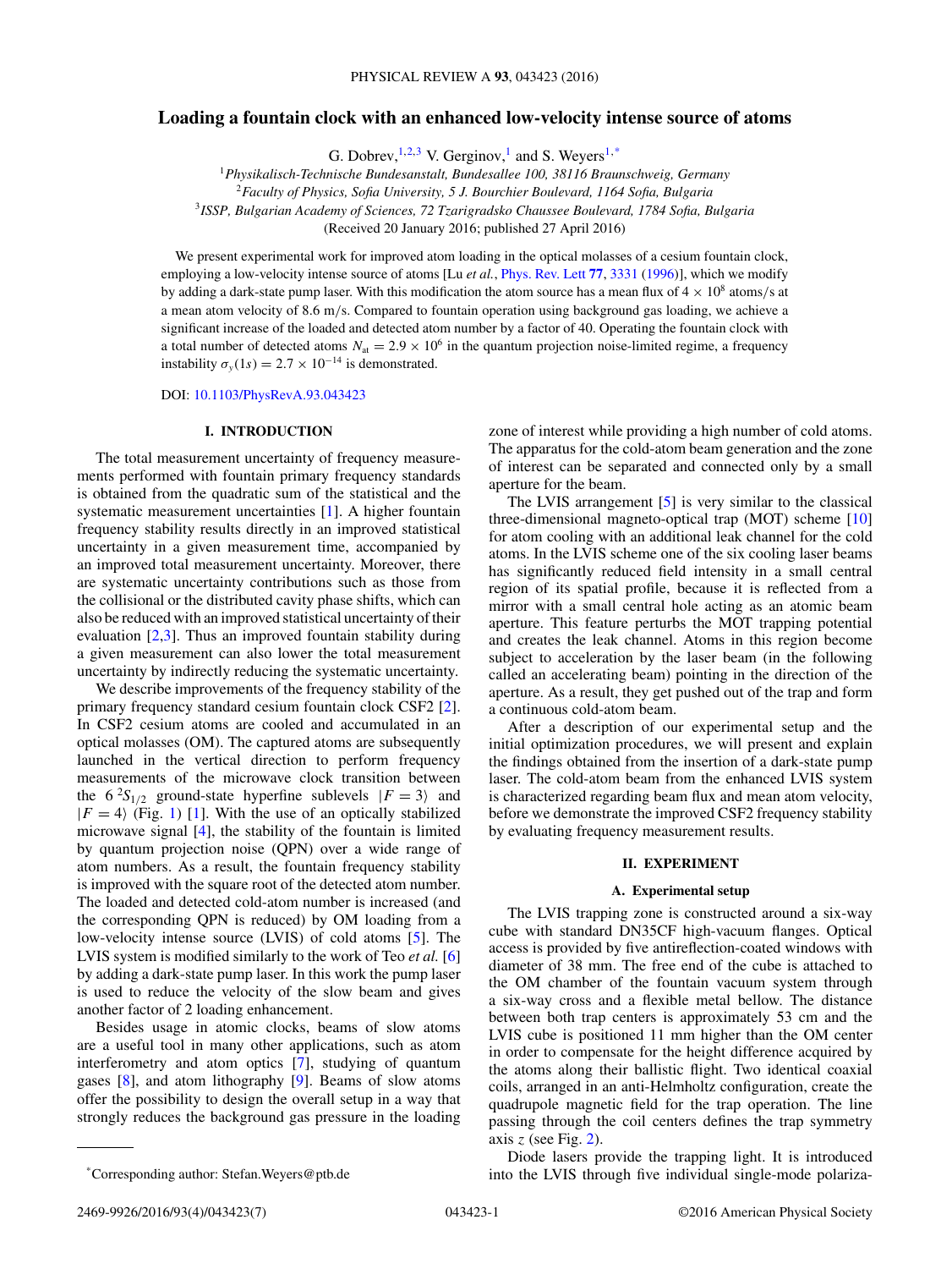# Loading a fountain clock with an enhanced low-velocity intense source of atoms

G. Dobrev,[1,2,3] V. Gerginov,[1] and S. Weyers[1,*]

[1]*Physikalisch-Technische Bundesanstalt, Bundesallee 100, 38116 Braunschweig, Germany*
[2]*Faculty of Physics, Sofia University, 5 J. Bourchier Boulevard, 1164 Sofia, Bulgaria*
[3]*ISSP, Bulgarian Academy of Sciences, 72 Tzarigradsko Chaussee Boulevard, 1784 Sofia, Bulgaria*
(Received 20 January 2016; published 27 April 2016)

We present experimental work for improved atom loading in the optical molasses of a cesium fountain clock, employing a low-velocity intense source of atoms [Lu *et al.*, Phys. Rev. Lett **77**, 3331 (1996)], which we modify by adding a dark-state pump laser. With this modification the atom source has a mean flux of $4 \times 10^8$ atoms/s at a mean atom velocity of 8.6 m/s. Compared to fountain operation using background gas loading, we achieve a significant increase of the loaded and detected atom number by a factor of 40. Operating the fountain clock with a total number of detected atoms $N_{\mathrm{at}} = 2.9 \times 10^6$ in the quantum projection noise-limited regime, a frequency instability $\sigma_y(1s) = 2.7 \times 10^{-14}$ is demonstrated.

DOI: 10.1103/PhysRevA.93.043423

## I. INTRODUCTION

The total measurement uncertainty of frequency measurements performed with fountain primary frequency standards is obtained from the quadratic sum of the statistical and the systematic measurement uncertainties [1]. A higher fountain frequency stability results directly in an improved statistical uncertainty in a given measurement time, accompanied by an improved total measurement uncertainty. Moreover, there are systematic uncertainty contributions such as those from the collisional or the distributed cavity phase shifts, which can also be reduced with an improved statistical uncertainty of their evaluation [2,3]. Thus an improved fountain stability during a given measurement can also lower the total measurement uncertainty by indirectly reducing the systematic uncertainty.

We describe improvements of the frequency stability of the primary frequency standard cesium fountain clock CSF2 [2]. In CSF2 cesium atoms are cooled and accumulated in an optical molasses (OM). The captured atoms are subsequently launched in the vertical direction to perform frequency measurements of the microwave clock transition between the $6\,^2S_{1/2}$ ground-state hyperfine sublevels $|F = 3\rangle$ and $|F = 4\rangle$ (Fig. 1) [1]. With the use of an optically stabilized microwave signal [4], the stability of the fountain is limited by quantum projection noise (QPN) over a wide range of atom numbers. As a result, the fountain frequency stability is improved with the square root of the detected atom number. The loaded and detected cold-atom number is increased (and the corresponding QPN is reduced) by OM loading from a low-velocity intense source (LVIS) of cold atoms [5]. The LVIS system is modified similarly to the work of Teo *et al.* [6] by adding a dark-state pump laser. In this work the pump laser is used to reduce the velocity of the slow beam and gives another factor of 2 loading enhancement.

Besides usage in atomic clocks, beams of slow atoms are a useful tool in many other applications, such as atom interferometry and atom optics [7], studying of quantum gases [8], and atom lithography [9]. Beams of slow atoms offer the possibility to design the overall setup in a way that strongly reduces the background gas pressure in the loading zone of interest while providing a high number of cold atoms. The apparatus for the cold-atom beam generation and the zone of interest can be separated and connected only by a small aperture for the beam.

The LVIS arrangement [5] is very similar to the classical three-dimensional magneto-optical trap (MOT) scheme [10] for atom cooling with an additional leak channel for the cold atoms. In the LVIS scheme one of the six cooling laser beams has significantly reduced field intensity in a small central region of its spatial profile, because it is reflected from a mirror with a small central hole acting as an atomic beam aperture. This feature perturbs the MOT trapping potential and creates the leak channel. Atoms in this region become subject to acceleration by the laser beam (in the following called an accelerating beam) pointing in the direction of the aperture. As a result, they get pushed out of the trap and form a continuous cold-atom beam.

After a description of our experimental setup and the initial optimization procedures, we will present and explain the findings obtained from the insertion of a dark-state pump laser. The cold-atom beam from the enhanced LVIS system is characterized regarding beam flux and mean atom velocity, before we demonstrate the improved CSF2 frequency stability by evaluating frequency measurement results.

## II. EXPERIMENT

### A. Experimental setup

The LVIS trapping zone is constructed around a six-way cube with standard DN35CF high-vacuum flanges. Optical access is provided by five antireflection-coated windows with diameter of 38 mm. The free end of the cube is attached to the OM chamber of the fountain vacuum system through a six-way cross and a flexible metal bellow. The distance between both trap centers is approximately 53 cm and the LVIS cube is positioned 11 mm higher than the OM center in order to compensate for the height difference acquired by the atoms along their ballistic flight. Two identical coaxial coils, arranged in an anti-Helmholtz configuration, create the quadrupole magnetic field for the trap operation. The line passing through the coil centers defines the trap symmetry axis $z$ (see Fig. 2).

Diode lasers provide the trapping light. It is introduced into the LVIS through five individual single-mode polariza-

*Corresponding author: Stefan.Weyers@ptb.de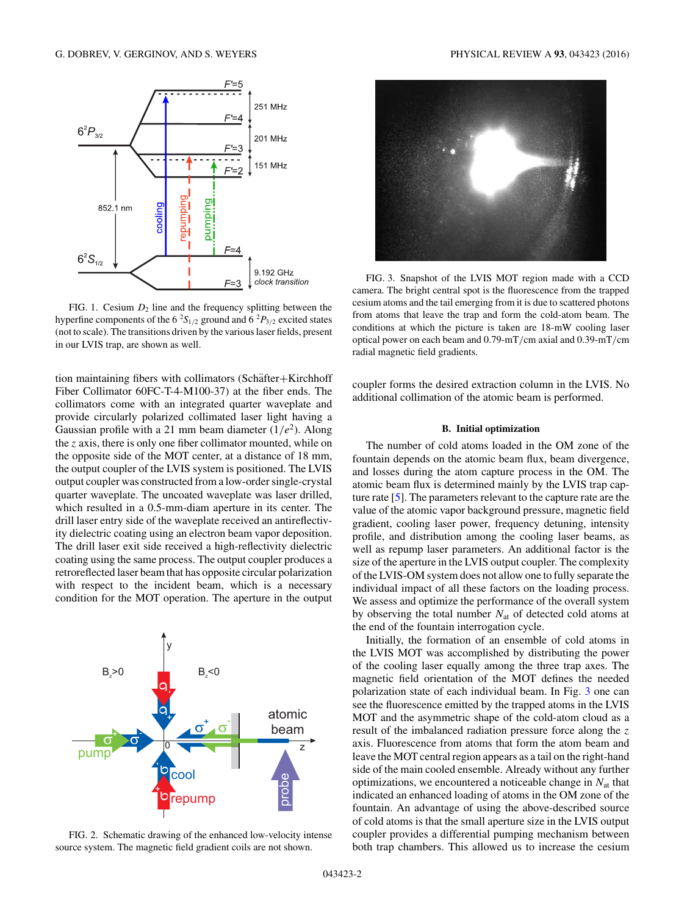FIG. 1. Cesium $D_2$ line and the frequency splitting between the hyperfine components of the $6\,^2S_{1/2}$ ground and $6\,^2P_{3/2}$ excited states (not to scale). The transitions driven by the various laser fields, present in our LVIS trap, are shown as well.

tion maintaining fibers with collimators (Schäfter+Kirchhoff Fiber Collimator 60FC-T-4-M100-37) at the fiber ends. The collimators come with an integrated quarter waveplate and provide circularly polarized collimated laser light having a Gaussian profile with a 21 mm beam diameter ($1/e^2$). Along the $z$ axis, there is only one fiber collimator mounted, while on the opposite side of the MOT center, at a distance of 18 mm, the output coupler of the LVIS system is positioned. The LVIS output coupler was constructed from a low-order single-crystal quarter waveplate. The uncoated waveplate was laser drilled, which resulted in a 0.5-mm-diam aperture in its center. The drill laser entry side of the waveplate received an antireflectivity dielectric coating using an electron beam vapor deposition. The drill laser exit side received a high-reflectivity dielectric coating using the same process. The output coupler produces a retroreflected laser beam that has opposite circular polarization with respect to the incident beam, which is a necessary condition for the MOT operation. The aperture in the output coupler forms the desired extraction column in the LVIS. No additional collimation of the atomic beam is performed.

FIG. 2. Schematic drawing of the enhanced low-velocity intense source system. The magnetic field gradient coils are not shown.

FIG. 3. Snapshot of the LVIS MOT region made with a CCD camera. The bright central spot is the fluorescence from the trapped cesium atoms and the tail emerging from it is due to scattered photons from atoms that leave the trap and form the cold-atom beam. The conditions at which the picture is taken are 18-mW cooling laser optical power on each beam and 0.79-mT/cm axial and 0.39-mT/cm radial magnetic field gradients.

### B. Initial optimization

The number of cold atoms loaded in the OM zone of the fountain depends on the atomic beam flux, beam divergence, and losses during the atom capture process in the OM. The atomic beam flux is determined mainly by the LVIS trap capture rate [5]. The parameters relevant to the capture rate are the value of the atomic vapor background pressure, magnetic field gradient, cooling laser power, frequency detuning, intensity profile, and distribution among the cooling laser beams, as well as repump laser parameters. An additional factor is the size of the aperture in the LVIS output coupler. The complexity of the LVIS-OM system does not allow one to fully separate the individual impact of all these factors on the loading process. We assess and optimize the performance of the overall system by observing the total number $N_{at}$ of detected cold atoms at the end of the fountain interrogation cycle.

Initially, the formation of an ensemble of cold atoms in the LVIS MOT was accomplished by distributing the power of the cooling laser equally among the three trap axes. The magnetic field orientation of the MOT defines the needed polarization state of each individual beam. In Fig. 3 one can see the fluorescence emitted by the trapped atoms in the LVIS MOT and the asymmetric shape of the cold-atom cloud as a result of the imbalanced radiation pressure force along the $z$ axis. Fluorescence from atoms that form the atom beam and leave the MOT central region appears as a tail on the right-hand side of the main cooled ensemble. Already without any further optimizations, we encountered a noticeable change in $N_{at}$ that indicated an enhanced loading of atoms in the OM zone of the fountain. An advantage of using the above-described source of cold atoms is that the small aperture size in the LVIS output coupler provides a differential pumping mechanism between both trap chambers. This allowed us to increase the cesium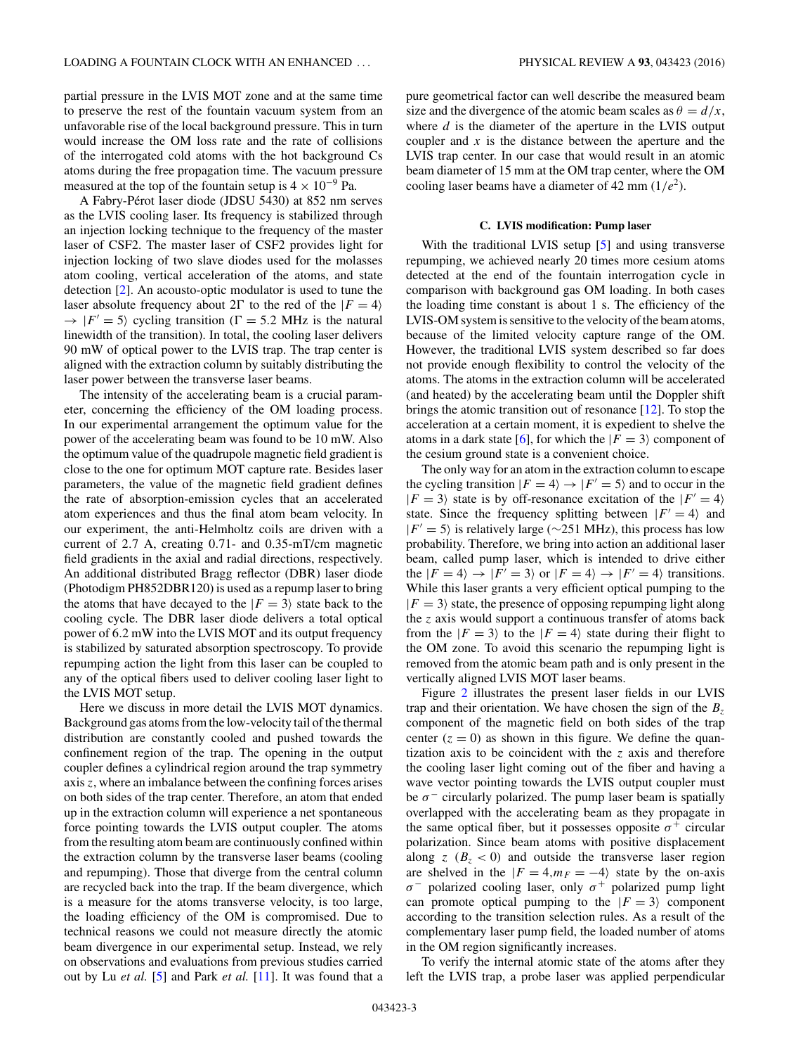partial pressure in the LVIS MOT zone and at the same time to preserve the rest of the fountain vacuum system from an unfavorable rise of the local background pressure. This in turn would increase the OM loss rate and the rate of collisions of the interrogated cold atoms with the hot background Cs atoms during the free propagation time. The vacuum pressure measured at the top of the fountain setup is $4 \times 10^{-9}$ Pa.

A Fabry-Pérot laser diode (JDSU 5430) at 852 nm serves as the LVIS cooling laser. Its frequency is stabilized through an injection locking technique to the frequency of the master laser of CSF2. The master laser of CSF2 provides light for injection locking of two slave diodes used for the molasses atom cooling, vertical acceleration of the atoms, and state detection [2]. An acousto-optic modulator is used to tune the laser absolute frequency about $2\Gamma$ to the red of the $|F=4\rangle \rightarrow |F'=5\rangle$ cycling transition ($\Gamma = 5.2$ MHz is the natural linewidth of the transition). In total, the cooling laser delivers 90 mW of optical power to the LVIS trap. The trap center is aligned with the extraction column by suitably distributing the laser power between the transverse laser beams.

The intensity of the accelerating beam is a crucial parameter, concerning the efficiency of the OM loading process. In our experimental arrangement the optimum value for the power of the accelerating beam was found to be 10 mW. Also the optimum value of the quadrupole magnetic field gradient is close to the one for optimum MOT capture rate. Besides laser parameters, the value of the magnetic field gradient defines the rate of absorption-emission cycles that an accelerated atom experiences and thus the final atom beam velocity. In our experiment, the anti-Helmholtz coils are driven with a current of 2.7 A, creating 0.71- and 0.35-mT/cm magnetic field gradients in the axial and radial directions, respectively. An additional distributed Bragg reflector (DBR) laser diode (Photodigm PH852DBR120) is used as a repump laser to bring the atoms that have decayed to the $|F=3\rangle$ state back to the cooling cycle. The DBR laser diode delivers a total optical power of 6.2 mW into the LVIS MOT and its output frequency is stabilized by saturated absorption spectroscopy. To provide repumping action the light from this laser can be coupled to any of the optical fibers used to deliver cooling laser light to the LVIS MOT setup.

Here we discuss in more detail the LVIS MOT dynamics. Background gas atoms from the low-velocity tail of the thermal distribution are constantly cooled and pushed towards the confinement region of the trap. The opening in the output coupler defines a cylindrical region around the trap symmetry axis $z$, where an imbalance between the confining forces arises on both sides of the trap center. Therefore, an atom that ended up in the extraction column will experience a net spontaneous force pointing towards the LVIS output coupler. The atoms from the resulting atom beam are continuously confined within the extraction column by the transverse laser beams (cooling and repumping). Those that diverge from the central column are recycled back into the trap. If the beam divergence, which is a measure for the atoms transverse velocity, is too large, the loading efficiency of the OM is compromised. Due to technical reasons we could not measure directly the atomic beam divergence in our experimental setup. Instead, we rely on observations and evaluations from previous studies carried out by Lu *et al.* [5] and Park *et al.* [11]. It was found that a pure geometrical factor can well describe the measured beam size and the divergence of the atomic beam scales as $\theta = d/x$, where $d$ is the diameter of the aperture in the LVIS output coupler and $x$ is the distance between the aperture and the LVIS trap center. In our case that would result in an atomic beam diameter of 15 mm at the OM trap center, where the OM cooling laser beams have a diameter of 42 mm ($1/e^2$).

### C. LVIS modification: Pump laser

With the traditional LVIS setup [5] and using transverse repumping, we achieved nearly 20 times more cesium atoms detected at the end of the fountain interrogation cycle in comparison with background gas OM loading. In both cases the loading time constant is about 1 s. The efficiency of the LVIS-OM system is sensitive to the velocity of the beam atoms, because of the limited velocity capture range of the OM. However, the traditional LVIS system described so far does not provide enough flexibility to control the velocity of the atoms. The atoms in the extraction column will be accelerated (and heated) by the accelerating beam until the Doppler shift brings the atomic transition out of resonance [12]. To stop the acceleration at a certain moment, it is expedient to shelve the atoms in a dark state [6], for which the $|F=3\rangle$ component of the cesium ground state is a convenient choice.

The only way for an atom in the extraction column to escape the cycling transition $|F=4\rangle \rightarrow |F'=5\rangle$ and to occur in the $|F=3\rangle$ state is by off-resonance excitation of the $|F'=4\rangle$ state. Since the frequency splitting between $|F'=4\rangle$ and $|F'=5\rangle$ is relatively large ($\sim$251 MHz), this process has low probability. Therefore, we bring into action an additional laser beam, called pump laser, which is intended to drive either the $|F=4\rangle \rightarrow |F'=3\rangle$ or $|F=4\rangle \rightarrow |F'=4\rangle$ transitions. While this laser grants a very efficient optical pumping to the $|F=3\rangle$ state, the presence of opposing repumping light along the $z$ axis would support a continuous transfer of atoms back from the $|F=3\rangle$ to the $|F=4\rangle$ state during their flight to the OM zone. To avoid this scenario the repumping light is removed from the atomic beam path and is only present in the vertically aligned LVIS MOT laser beams.

Figure 2 illustrates the present laser fields in our LVIS trap and their orientation. We have chosen the sign of the $B_z$ component of the magnetic field on both sides of the trap center ($z=0$) as shown in this figure. We define the quantization axis to be coincident with the $z$ axis and therefore the cooling laser light coming out of the fiber and having a wave vector pointing towards the LVIS output coupler must be $\sigma^-$ circularly polarized. The pump laser beam is spatially overlapped with the accelerating beam as they propagate in the same optical fiber, but it possesses opposite $\sigma^+$ circular polarization. Since beam atoms with positive displacement along $z$ ($B_z < 0$) and outside the transverse laser region are shelved in the $|F=4, m_F=-4\rangle$ state by the on-axis $\sigma^-$ polarized cooling laser, only $\sigma^+$ polarized pump light can promote optical pumping to the $|F=3\rangle$ component according to the transition selection rules. As a result of the complementary laser pump field, the loaded number of atoms in the OM region significantly increases.

To verify the internal atomic state of the atoms after they left the LVIS trap, a probe laser was applied perpendicular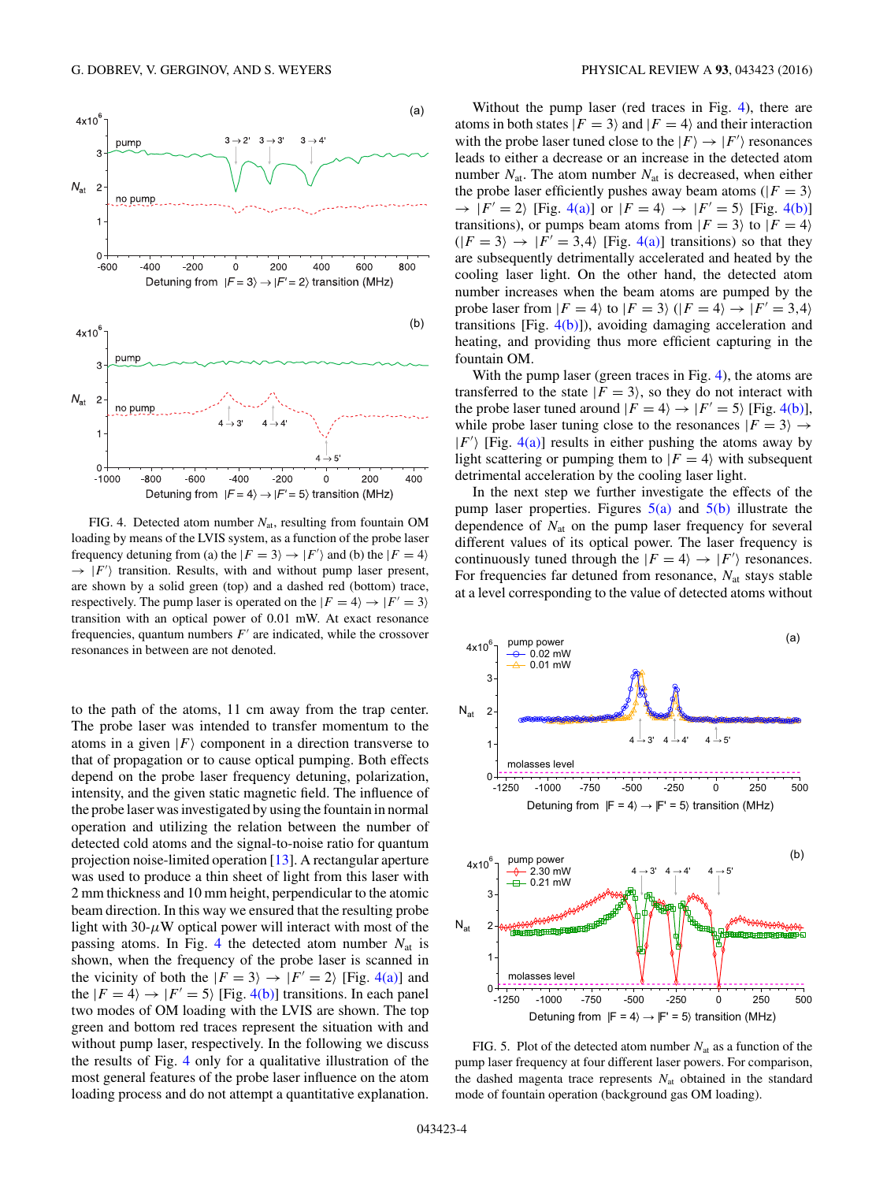FIG. 4. Detected atom number $N_{at}$, resulting from fountain OM loading by means of the LVIS system, as a function of the probe laser frequency detuning from (a) the $|F = 3\rangle \rightarrow |F'\rangle$ and (b) the $|F = 4\rangle \rightarrow |F'\rangle$ transition. Results, with and without pump laser present, are shown by a solid green (top) and a dashed red (bottom) trace, respectively. The pump laser is operated on the $|F = 4\rangle \rightarrow |F' = 3\rangle$ transition with an optical power of 0.01 mW. At exact resonance frequencies, quantum numbers $F'$ are indicated, while the crossover resonances in between are not denoted.

to the path of the atoms, 11 cm away from the trap center. The probe laser was intended to transfer momentum to the atoms in a given $|F\rangle$ component in a direction transverse to that of propagation or to cause optical pumping. Both effects depend on the probe laser frequency detuning, polarization, intensity, and the given static magnetic field. The influence of the probe laser was investigated by using the fountain in normal operation and utilizing the relation between the number of detected cold atoms and the signal-to-noise ratio for quantum projection noise-limited operation [13]. A rectangular aperture was used to produce a thin sheet of light from this laser with 2 mm thickness and 10 mm height, perpendicular to the atomic beam direction. In this way we ensured that the resulting probe light with 30-$\mu$W optical power will interact with most of the passing atoms. In Fig. 4 the detected atom number $N_{at}$ is shown, when the frequency of the probe laser is scanned in the vicinity of both the $|F = 3\rangle \rightarrow |F' = 2\rangle$ [Fig. 4(a)] and the $|F = 4\rangle \rightarrow |F' = 5\rangle$ [Fig. 4(b)] transitions. In each panel two modes of OM loading with the LVIS are shown. The top green and bottom red traces represent the situation with and without pump laser, respectively. In the following we discuss the results of Fig. 4 only for a qualitative illustration of the most general features of the probe laser influence on the atom loading process and do not attempt a quantitative explanation.

Without the pump laser (red traces in Fig. 4), there are atoms in both states $|F = 3\rangle$ and $|F = 4\rangle$ and their interaction with the probe laser tuned close to the $|F\rangle \rightarrow |F'\rangle$ resonances leads to either a decrease or an increase in the detected atom number $N_{at}$. The atom number $N_{at}$ is decreased, when either the probe laser efficiently pushes away beam atoms ($|F = 3\rangle \rightarrow |F' = 2\rangle$ [Fig. 4(a)] or $|F = 4\rangle \rightarrow |F' = 5\rangle$ [Fig. 4(b)] transitions), or pumps beam atoms from $|F = 3\rangle$ to $|F = 4\rangle$ ($|F = 3\rangle \rightarrow |F' = 3,4\rangle$ [Fig. 4(a)] transitions) so that they are subsequently detrimentally accelerated and heated by the cooling laser light. On the other hand, the detected atom number increases when the beam atoms are pumped by the probe laser from $|F = 4\rangle$ to $|F = 3\rangle$ ($|F = 4\rangle \rightarrow |F' = 3,4\rangle$ transitions [Fig. 4(b)]), avoiding damaging acceleration and heating, and providing thus more efficient capturing in the fountain OM.

With the pump laser (green traces in Fig. 4), the atoms are transferred to the state $|F = 3\rangle$, so they do not interact with the probe laser tuned around $|F = 4\rangle \rightarrow |F' = 5\rangle$ [Fig. 4(b)], while probe laser tuning close to the resonances $|F = 3\rangle \rightarrow |F'\rangle$ [Fig. 4(a)] results in either pushing the atoms away by light scattering or pumping them to $|F = 4\rangle$ with subsequent detrimental acceleration by the cooling laser light.

In the next step we further investigate the effects of the pump laser properties. Figures 5(a) and 5(b) illustrate the dependence of $N_{at}$ on the pump laser frequency for several different values of its optical power. The laser frequency is continuously tuned through the $|F = 4\rangle \rightarrow |F'\rangle$ resonances. For frequencies far detuned from resonance, $N_{at}$ stays stable at a level corresponding to the value of detected atoms without

FIG. 5. Plot of the detected atom number $N_{at}$ as a function of the pump laser frequency at four different laser powers. For comparison, the dashed magenta trace represents $N_{at}$ obtained in the standard mode of fountain operation (background gas OM loading).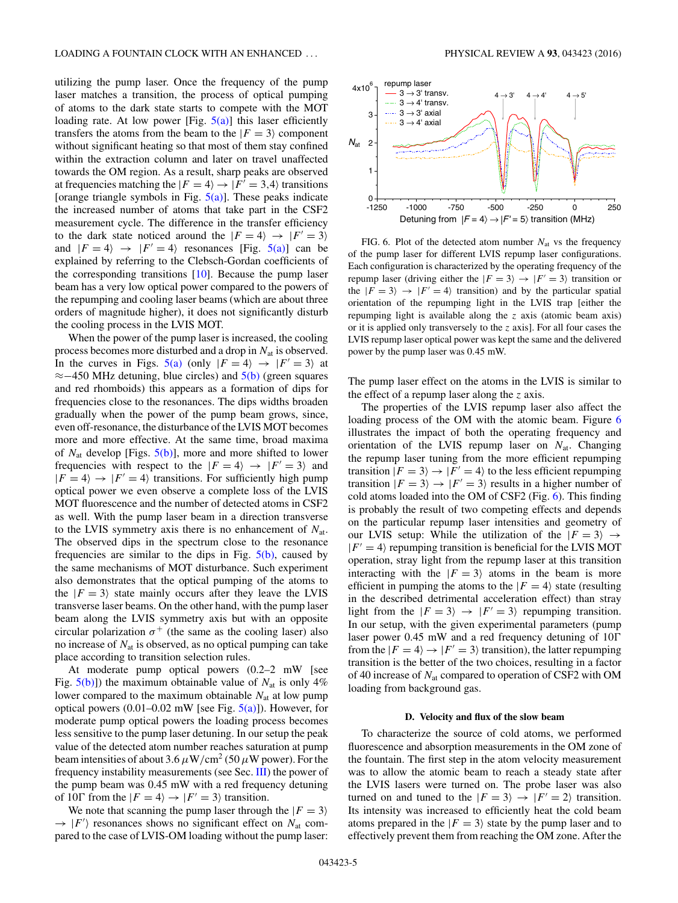utilizing the pump laser. Once the frequency of the pump laser matches a transition, the process of optical pumping of atoms to the dark state starts to compete with the MOT loading rate. At low power [Fig. 5(a)] this laser efficiently transfers the atoms from the beam to the $|F=3\rangle$ component without significant heating so that most of them stay confined within the extraction column and later on travel unaffected towards the OM region. As a result, sharp peaks are observed at frequencies matching the $|F=4\rangle \rightarrow |F'=3,4\rangle$ transitions [orange triangle symbols in Fig. 5(a)]. These peaks indicate the increased number of atoms that take part in the CSF2 measurement cycle. The difference in the transfer efficiency to the dark state noticed around the $|F=4\rangle \rightarrow |F'=3\rangle$ and $|F=4\rangle \rightarrow |F'=4\rangle$ resonances [Fig. 5(a)] can be explained by referring to the Clebsch-Gordan coefficients of the corresponding transitions [10]. Because the pump laser beam has a very low optical power compared to the powers of the repumping and cooling laser beams (which are about three orders of magnitude higher), it does not significantly disturb the cooling process in the LVIS MOT.

When the power of the pump laser is increased, the cooling process becomes more disturbed and a drop in $N_{at}$ is observed. In the curves in Figs. 5(a) (only $|F=4\rangle \rightarrow |F'=3\rangle$ at $\approx -450$ MHz detuning, blue circles) and 5(b) (green squares and red rhomboids) this appears as a formation of dips for frequencies close to the resonances. The dips widths broaden gradually when the power of the pump beam grows, since, even off-resonance, the disturbance of the LVIS MOT becomes more and more effective. At the same time, broad maxima of $N_{at}$ develop [Figs. 5(b)], more and more shifted to lower frequencies with respect to the $|F=4\rangle \rightarrow |F'=3\rangle$ and $|F=4\rangle \rightarrow |F'=4\rangle$ transitions. For sufficiently high pump optical power we even observe a complete loss of the LVIS MOT fluorescence and the number of detected atoms in CSF2 as well. With the pump laser beam in a direction transverse to the LVIS symmetry axis there is no enhancement of $N_{at}$. The observed dips in the spectrum close to the resonance frequencies are similar to the dips in Fig. 5(b), caused by the same mechanisms of MOT disturbance. Such experiment also demonstrates that the optical pumping of the atoms to the $|F=3\rangle$ state mainly occurs after they leave the LVIS transverse laser beams. On the other hand, with the pump laser beam along the LVIS symmetry axis but with an opposite circular polarization $\sigma^+$ (the same as the cooling laser) also no increase of $N_{at}$ is observed, as no optical pumping can take place according to transition selection rules.

At moderate pump optical powers (0.2–2 mW [see Fig. 5(b)]) the maximum obtainable value of $N_{at}$ is only 4% lower compared to the maximum obtainable $N_{at}$ at low pump optical powers (0.01–0.02 mW [see Fig. 5(a)]). However, for moderate pump optical powers the loading process becomes less sensitive to the pump laser detuning. In our setup the peak value of the detected atom number reaches saturation at pump beam intensities of about 3.6 $\mu$W/cm$^2$ (50 $\mu$W power). For the frequency instability measurements (see Sec. III) the power of the pump beam was 0.45 mW with a red frequency detuning of 10$\Gamma$ from the $|F=4\rangle \rightarrow |F'=3\rangle$ transition.

We note that scanning the pump laser through the $|F=3\rangle \rightarrow |F'\rangle$ resonances shows no significant effect on $N_{at}$ compared to the case of LVIS-OM loading without the pump laser. The pump laser effect on the atoms in the LVIS is similar to the effect of a repump laser along the $z$ axis.

FIG. 6. Plot of the detected atom number $N_{at}$ vs the frequency of the pump laser for different LVIS repump laser configurations. Each configuration is characterized by the operating frequency of the repump laser (driving either the $|F=3\rangle \rightarrow |F'=3\rangle$ transition or the $|F=3\rangle \rightarrow |F'=4\rangle$ transition) and by the particular spatial orientation of the repumping light in the LVIS trap [either the repumping light is available along the $z$ axis (atomic beam axis) or it is applied only transversely to the $z$ axis]. For all four cases the LVIS repump laser optical power was kept the same and the delivered power by the pump laser was 0.45 mW.

The properties of the LVIS repump laser also affect the loading process of the OM with the atomic beam. Figure 6 illustrates the impact of both the operating frequency and orientation of the LVIS repump laser on $N_{at}$. Changing the repump laser tuning from the more efficient repumping transition $|F=3\rangle \rightarrow |F'=4\rangle$ to the less efficient repumping transition $|F=3\rangle \rightarrow |F'=3\rangle$ results in a higher number of cold atoms loaded into the OM of CSF2 (Fig. 6). This finding is probably the result of two competing effects and depends on the particular repump laser intensities and geometry of our LVIS setup: While the utilization of the $|F=3\rangle \rightarrow |F'=4\rangle$ repumping transition is beneficial for the LVIS MOT operation, stray light from the repump laser at this transition interacting with the $|F=3\rangle$ atoms in the beam is more efficient in pumping the atoms to the $|F=4\rangle$ state (resulting in the described detrimental acceleration effect) than stray light from the $|F=3\rangle \rightarrow |F'=3\rangle$ repumping transition. In our setup, with the given experimental parameters (pump laser power 0.45 mW and a red frequency detuning of 10$\Gamma$ from the $|F=4\rangle \rightarrow |F'=3\rangle$ transition), the latter repumping transition is the better of the two choices, resulting in a factor of 40 increase of $N_{at}$ compared to operation of CSF2 with OM loading from background gas.

### D. Velocity and flux of the slow beam

To characterize the source of cold atoms, we performed fluorescence and absorption measurements in the OM zone of the fountain. The first step in the atom velocity measurement was to allow the atomic beam to reach a steady state after the LVIS lasers were turned on. The probe laser was also turned on and tuned to the $|F=3\rangle \rightarrow |F'=2\rangle$ transition. Its intensity was increased to efficiently heat the cold beam atoms prepared in the $|F=3\rangle$ state by the pump laser and to effectively prevent them from reaching the OM zone. After the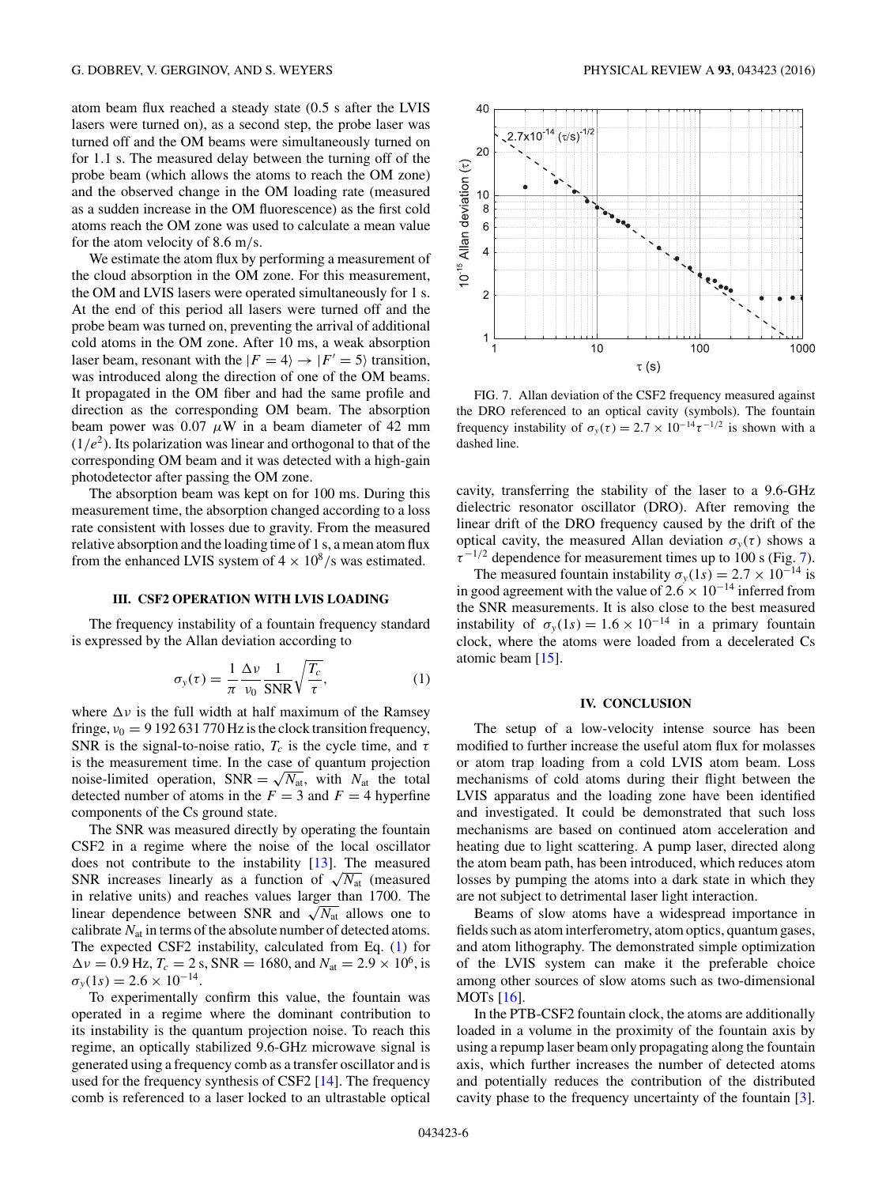atom beam flux reached a steady state (0.5 s after the LVIS lasers were turned on), as a second step, the probe laser was turned off and the OM beams were simultaneously turned on for 1.1 s. The measured delay between the turning off of the probe beam (which allows the atoms to reach the OM zone) and the observed change in the OM loading rate (measured as a sudden increase in the OM fluorescence) as the first cold atoms reach the OM zone was used to calculate a mean value for the atom velocity of 8.6 m/s.

We estimate the atom flux by performing a measurement of the cloud absorption in the OM zone. For this measurement, the OM and LVIS lasers were operated simultaneously for 1 s. At the end of this period all lasers were turned off and the probe beam was turned on, preventing the arrival of additional cold atoms in the OM zone. After 10 ms, a weak absorption laser beam, resonant with the $|F=4\rangle \rightarrow |F'=5\rangle$ transition, was introduced along the direction of one of the OM beams. It propagated in the OM fiber and had the same profile and direction as the corresponding OM beam. The absorption beam power was 0.07 $\mu$W in a beam diameter of 42 mm ($1/e^2$). Its polarization was linear and orthogonal to that of the corresponding OM beam and it was detected with a high-gain photodetector after passing the OM zone.

The absorption beam was kept on for 100 ms. During this measurement time, the absorption changed according to a loss rate consistent with losses due to gravity. From the measured relative absorption and the loading time of 1 s, a mean atom flux from the enhanced LVIS system of $4 \times 10^8$/s was estimated.

## III. CSF2 OPERATION WITH LVIS LOADING

The frequency instability of a fountain frequency standard is expressed by the Allan deviation according to

$$\sigma_y(\tau) = \frac{1}{\pi}\frac{\Delta\nu}{\nu_0}\frac{1}{\text{SNR}}\sqrt{\frac{T_c}{\tau}}, \tag{1}$$

where $\Delta\nu$ is the full width at half maximum of the Ramsey fringe, $\nu_0 = 9\,192\,631\,770$ Hz is the clock transition frequency, SNR is the signal-to-noise ratio, $T_c$ is the cycle time, and $\tau$ is the measurement time. In the case of quantum projection noise-limited operation, $\text{SNR} = \sqrt{N_{\text{at}}}$, with $N_{\text{at}}$ the total detected number of atoms in the $F = 3$ and $F = 4$ hyperfine components of the Cs ground state.

The SNR was measured directly by operating the fountain CSF2 in a regime where the noise of the local oscillator does not contribute to the instability [13]. The measured SNR increases linearly as a function of $\sqrt{N_{\text{at}}}$ (measured in relative units) and reaches values larger than 1700. The linear dependence between SNR and $\sqrt{N_{\text{at}}}$ allows one to calibrate $N_{\text{at}}$ in terms of the absolute number of detected atoms. The expected CSF2 instability, calculated from Eq. (1) for $\Delta\nu = 0.9$ Hz, $T_c = 2$ s, SNR = 1680, and $N_{\text{at}} = 2.9 \times 10^6$, is $\sigma_y(1s) = 2.6 \times 10^{-14}$.

To experimentally confirm this value, the fountain was operated in a regime where the dominant contribution to its instability is the quantum projection noise. To reach this regime, an optically stabilized 9.6-GHz microwave signal is generated using a frequency comb as a transfer oscillator and is used for the frequency synthesis of CSF2 [14]. The frequency comb is referenced to a laser locked to an ultrastable optical cavity, transferring the stability of the laser to a 9.6-GHz dielectric resonator oscillator (DRO). After removing the linear drift of the DRO frequency caused by the drift of the optical cavity, the measured Allan deviation $\sigma_y(\tau)$ shows a $\tau^{-1/2}$ dependence for measurement times up to 100 s (Fig. 7).

FIG. 7. Allan deviation of the CSF2 frequency measured against the DRO referenced to an optical cavity (symbols). The fountain frequency instability of $\sigma_y(\tau) = 2.7 \times 10^{-14}\tau^{-1/2}$ is shown with a dashed line.

The measured fountain instability $\sigma_y(1s) = 2.7 \times 10^{-14}$ is in good agreement with the value of $2.6 \times 10^{-14}$ inferred from the SNR measurements. It is also close to the best measured instability of $\sigma_y(1s) = 1.6 \times 10^{-14}$ in a primary fountain clock, where the atoms were loaded from a decelerated Cs atomic beam [15].

## IV. CONCLUSION

The setup of a low-velocity intense source has been modified to further increase the useful atom flux for molasses or atom trap loading from a cold LVIS atom beam. Loss mechanisms of cold atoms during their flight between the LVIS apparatus and the loading zone have been identified and investigated. It could be demonstrated that such loss mechanisms are based on continued atom acceleration and heating due to light scattering. A pump laser, directed along the atom beam path, has been introduced, which reduces atom losses by pumping the atoms into a dark state in which they are not subject to detrimental laser light interaction.

Beams of slow atoms have a widespread importance in fields such as atom interferometry, atom optics, quantum gases, and atom lithography. The demonstrated simple optimization of the LVIS system can make it the preferable choice among other sources of slow atoms such as two-dimensional MOTs [16].

In the PTB-CSF2 fountain clock, the atoms are additionally loaded in a volume in the proximity of the fountain axis by using a repump laser beam only propagating along the fountain axis, which further increases the number of detected atoms and potentially reduces the contribution of the distributed cavity phase to the frequency uncertainty of the fountain [3].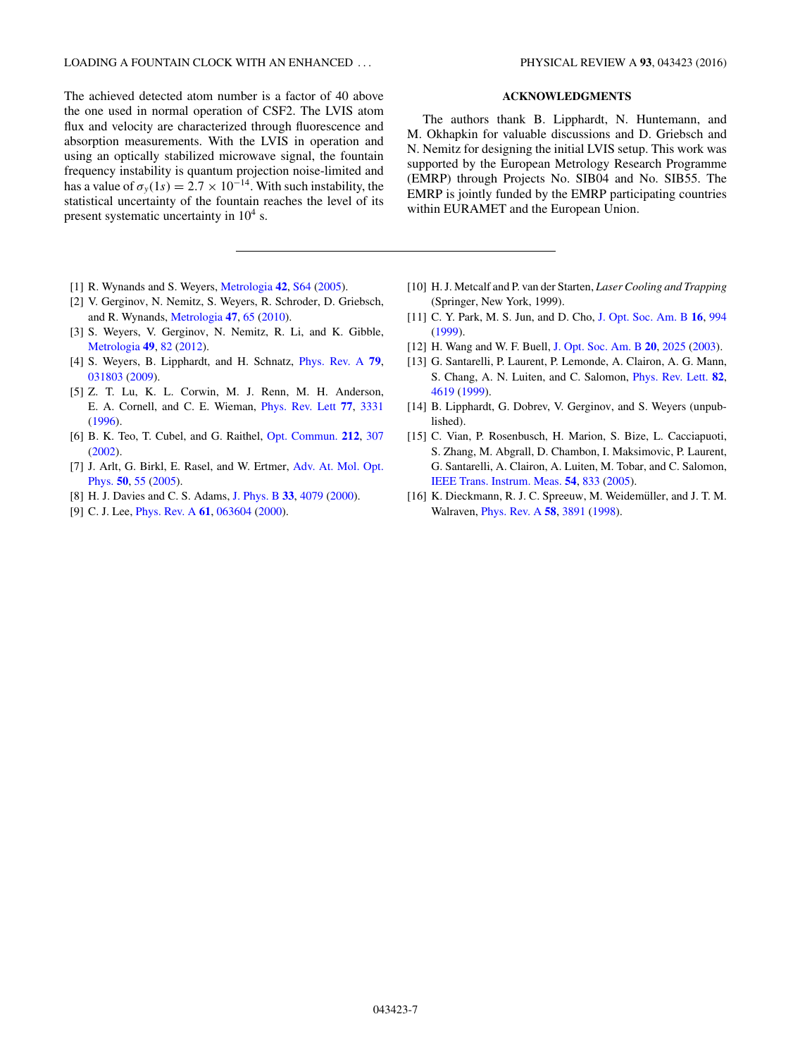The achieved detected atom number is a factor of 40 above the one used in normal operation of CSF2. The LVIS atom flux and velocity are characterized through fluorescence and absorption measurements. With the LVIS in operation and using an optically stabilized microwave signal, the fountain frequency instability is quantum projection noise-limited and has a value of $\sigma_y(1s) = 2.7 \times 10^{-14}$. With such instability, the statistical uncertainty of the fountain reaches the level of its present systematic uncertainty in $10^4$ s.

## ACKNOWLEDGMENTS

The authors thank B. Lipphardt, N. Huntemann, and M. Okhapkin for valuable discussions and D. Griebsch and N. Nemitz for designing the initial LVIS setup. This work was supported by the European Metrology Research Programme (EMRP) through Projects No. SIB04 and No. SIB55. The EMRP is jointly funded by the EMRP participating countries within EURAMET and the European Union.

---

[1] R. Wynands and S. Weyers, Metrologia **42**, S64 (2005).

[2] V. Gerginov, N. Nemitz, S. Weyers, R. Schroder, D. Griebsch, and R. Wynands, Metrologia **47**, 65 (2010).

[3] S. Weyers, V. Gerginov, N. Nemitz, R. Li, and K. Gibble, Metrologia **49**, 82 (2012).

[4] S. Weyers, B. Lipphardt, and H. Schnatz, Phys. Rev. A **79**, 031803 (2009).

[5] Z. T. Lu, K. L. Corwin, M. J. Renn, M. H. Anderson, E. A. Cornell, and C. E. Wieman, Phys. Rev. Lett **77**, 3331 (1996).

[6] B. K. Teo, T. Cubel, and G. Raithel, Opt. Commun. **212**, 307 (2002).

[7] J. Arlt, G. Birkl, E. Rasel, and W. Ertmer, Adv. At. Mol. Opt. Phys. **50**, 55 (2005).

[8] H. J. Davies and C. S. Adams, J. Phys. B **33**, 4079 (2000).

[9] C. J. Lee, Phys. Rev. A **61**, 063604 (2000).

[10] H. J. Metcalf and P. van der Starten, *Laser Cooling and Trapping* (Springer, New York, 1999).

[11] C. Y. Park, M. S. Jun, and D. Cho, J. Opt. Soc. Am. B **16**, 994 (1999).

[12] H. Wang and W. F. Buell, J. Opt. Soc. Am. B **20**, 2025 (2003).

[13] G. Santarelli, P. Laurent, P. Lemonde, A. Clairon, A. G. Mann, S. Chang, A. N. Luiten, and C. Salomon, Phys. Rev. Lett. **82**, 4619 (1999).

[14] B. Lipphardt, G. Dobrev, V. Gerginov, and S. Weyers (unpublished).

[15] C. Vian, P. Rosenbusch, H. Marion, S. Bize, L. Cacciapuoti, S. Zhang, M. Abgrall, D. Chambon, I. Maksimovic, P. Laurent, G. Santarelli, A. Clairon, A. Luiten, M. Tobar, and C. Salomon, IEEE Trans. Instrum. Meas. **54**, 833 (2005).

[16] K. Dieckmann, R. J. C. Spreeuw, M. Weidemüller, and J. T. M. Walraven, Phys. Rev. A **58**, 3891 (1998).